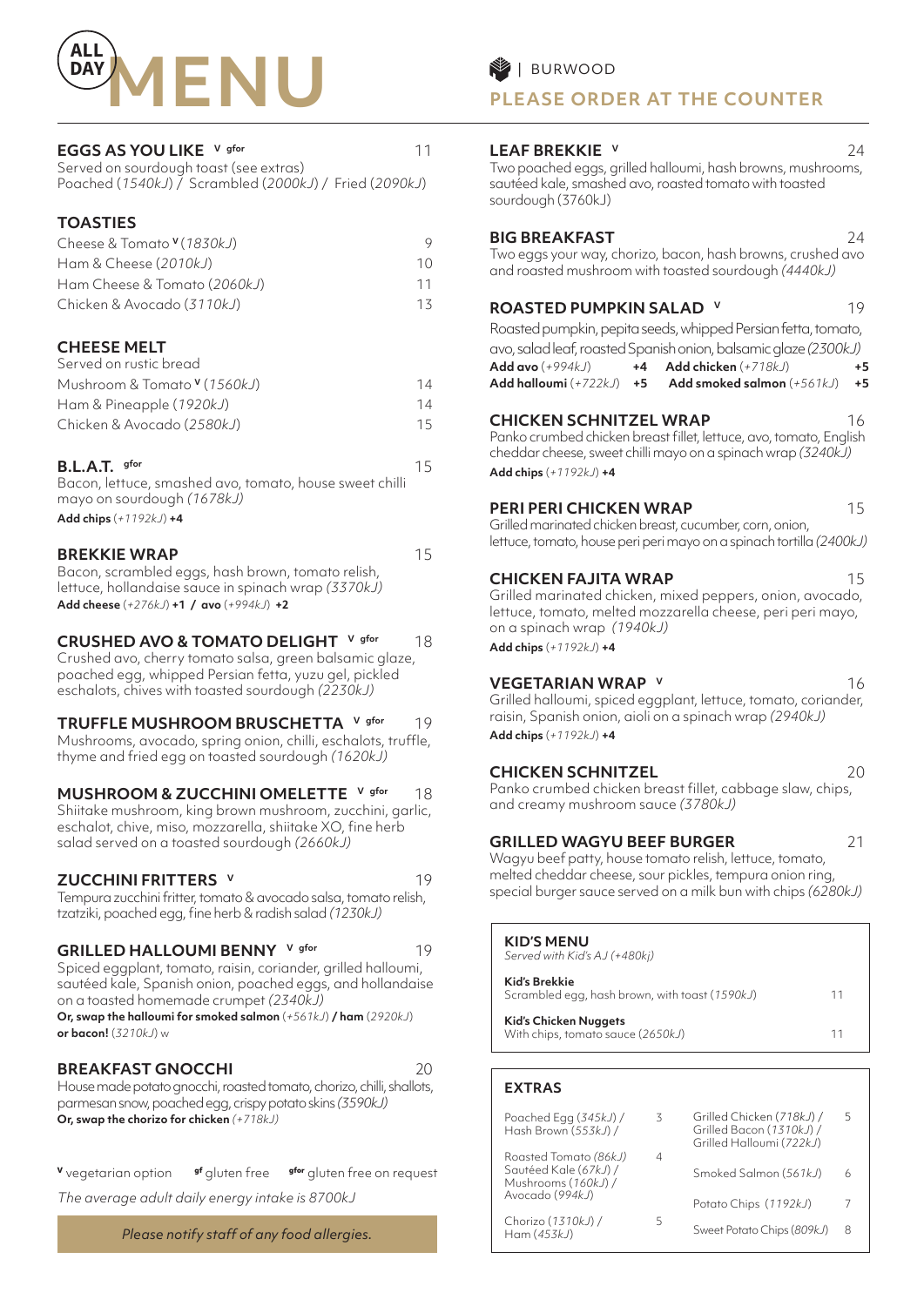# ALL DAY MENU

BURWOOD

## PLEASE ORDER AT THE COUNTER

### EGGS AS YOU LIKE [V] [gfor] — 11
Served on sourdough toast (see extras)
Poached (*1540kJ*) / Scrambled (*2000kJ*) / Fried (*2090kJ*)

### TOASTIES

| | |
|---|---|
| Cheese & Tomato [V] (*1830kJ*) | 9 |
| Ham & Cheese (*2010kJ*) | 10 |
| Ham Cheese & Tomato (*2060kJ*) | 11 |
| Chicken & Avocado (*3110kJ*) | 13 |

### CHEESE MELT
Served on rustic bread

| | |
|---|---|
| Mushroom & Tomato [V] (*1560kJ*) | 14 |
| Ham & Pineapple (*1920kJ*) | 14 |
| Chicken & Avocado (*2580kJ*) | 15 |

### B.L.A.T. [gfor] — 15
Bacon, lettuce, smashed avo, tomato, house sweet chilli mayo on sourdough *(1678kJ)*
**Add chips** (*+1192kJ*) **+4**

### BREKKIE WRAP — 15
Bacon, scrambled eggs, hash brown, tomato relish, lettuce, hollandaise sauce in spinach wrap *(3370kJ)*
**Add cheese** (*+276kJ*) **+1 / avo** (*+994kJ*) **+2**

### CRUSHED AVO & TOMATO DELIGHT [V] [gfor] — 18
Crushed avo, cherry tomato salsa, green balsamic glaze, poached egg, whipped Persian fetta, yuzu gel, pickled eschalots, chives with toasted sourdough *(2230kJ)*

### TRUFFLE MUSHROOM BRUSCHETTA [V] [gfor] — 19
Mushrooms, avocado, spring onion, chilli, eschalots, truffle, thyme and fried egg on toasted sourdough *(1620kJ)*

### MUSHROOM & ZUCCHINI OMELETTE [V] [gfor] — 18
Shiitake mushroom, king brown mushroom, zucchini, garlic, eschalot, chive, miso, mozzarella, shiitake XO, fine herb salad served on a toasted sourdough *(2660kJ)*

### ZUCCHINI FRITTERS [V] — 19
Tempura zucchini fritter, tomato & avocado salsa, tomato relish, tzatziki, poached egg, fine herb & radish salad *(1230kJ)*

### GRILLED HALLOUMI BENNY [V] [gfor] — 19
Spiced eggplant, tomato, raisin, coriander, grilled halloumi, sautéed kale, Spanish onion, poached eggs, and hollandaise on a toasted homemade crumpet *(2340kJ)*
**Or, swap the halloumi for smoked salmon** (*+561kJ*) **/ ham** (*2920kJ*) **or bacon!** (*3210kJ*) w

### BREAKFAST GNOCCHI — 20
House made potato gnocchi, roasted tomato, chorizo, chilli, shallots, parmesan snow, poached egg, crispy potato skins *(3590kJ)*
**Or, swap the chorizo for chicken** *(+718kJ)*

[V] vegetarian option   [gf] gluten free   [gfor] gluten free on request

*The average adult daily energy intake is 8700kJ*

*Please notify staff of any food allergies.*

### LEAF BREKKIE [V] — 24
Two poached eggs, grilled halloumi, hash browns, mushrooms, sautéed kale, smashed avo, roasted tomato with toasted sourdough (3760kJ)

### BIG BREAKFAST — 24
Two eggs your way, chorizo, bacon, hash browns, crushed avo and roasted mushroom with toasted sourdough *(4440kJ)*

### ROASTED PUMPKIN SALAD [V] — 19
Roasted pumpkin, pepita seeds, whipped Persian fetta, tomato, avo, salad leaf, roasted Spanish onion, balsamic glaze *(2300kJ)*
**Add avo** (*+994kJ*) **+4**   **Add chicken** (*+718kJ*) **+5**
**Add halloumi** (*+722kJ*) **+5**   **Add smoked salmon** (*+561kJ*) **+5**

### CHICKEN SCHNITZEL WRAP — 16
Panko crumbed chicken breast fillet, lettuce, avo, tomato, English cheddar cheese, sweet chilli mayo on a spinach wrap *(3240kJ)*
**Add chips** (*+1192kJ*) **+4**

### PERI PERI CHICKEN WRAP — 15
Grilled marinated chicken breast, cucumber, corn, onion, lettuce, tomato, house peri peri mayo on a spinach tortilla *(2400kJ)*

### CHICKEN FAJITA WRAP — 15
Grilled marinated chicken, mixed peppers, onion, avocado, lettuce, tomato, melted mozzarella cheese, peri peri mayo, on a spinach wrap *(1940kJ)*
**Add chips** (*+1192kJ*) **+4**

### VEGETARIAN WRAP [V] — 16
Grilled halloumi, spiced eggplant, lettuce, tomato, coriander, raisin, Spanish onion, aioli on a spinach wrap *(2940kJ)*
**Add chips** (*+1192kJ*) **+4**

### CHICKEN SCHNITZEL — 20
Panko crumbed chicken breast fillet, cabbage slaw, chips, and creamy mushroom sauce *(3780kJ)*

### GRILLED WAGYU BEEF BURGER — 21
Wagyu beef patty, house tomato relish, lettuce, tomato, melted cheddar cheese, sour pickles, tempura onion ring, special burger sauce served on a milk bun with chips *(6280kJ)*

### KID'S MENU
*Served with Kid's AJ (+480kj)*

| | |
|---|---|
| **Kid's Brekkie**<br>Scrambled egg, hash brown, with toast (*1590kJ*) | 11 |
| **Kid's Chicken Nuggets**<br>With chips, tomato sauce (*2650kJ*) | 11 |

### EXTRAS

| | | | |
|---|---|---|---|
| Poached Egg (*345kJ*) / Hash Brown (*553kJ*) / | 3 | Grilled Chicken (*718kJ*) / Grilled Bacon (*1310kJ*) / Grilled Halloumi (*722kJ*) | 5 |
| Roasted Tomato (*86kJ*) Sautéed Kale (*67kJ*) / Mushrooms (*160kJ*) / Avocado (*994kJ*) | 4 | Smoked Salmon (*561kJ*) | 6 |
| | | Potato Chips (*1192kJ*) | 7 |
| Chorizo (*1310kJ*) / Ham (*453kJ*) | 5 | Sweet Potato Chips (*809kJ*) | 8 |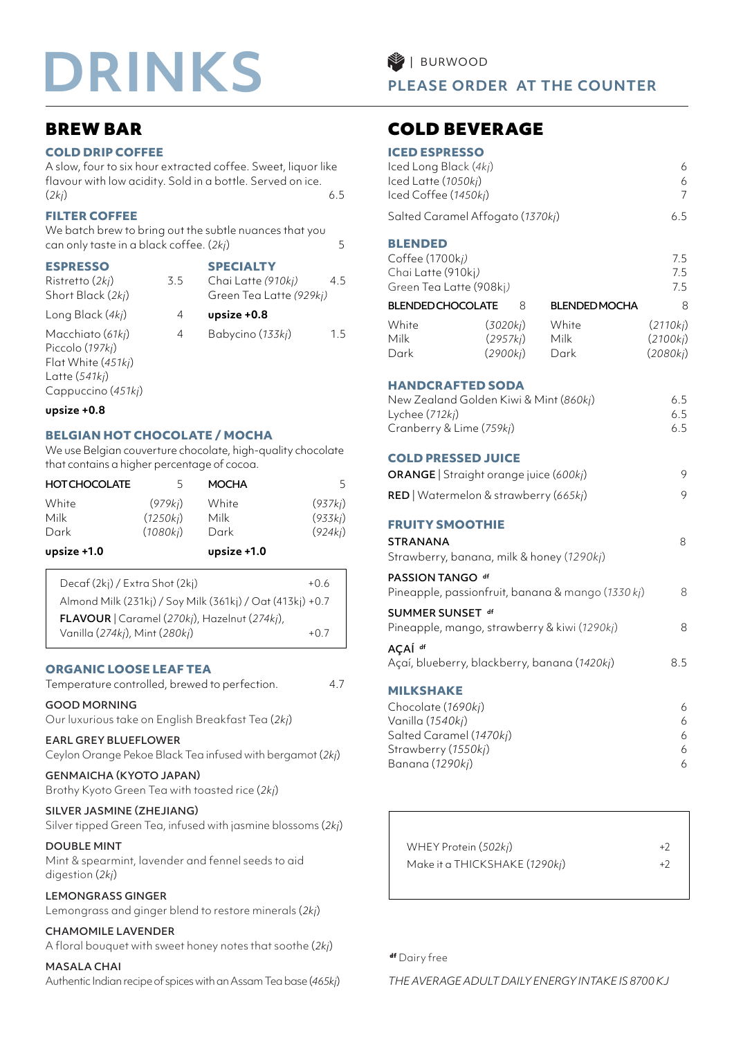# DRINKS

| BURWOOD

PLEASE ORDER AT THE COUNTER

## BREW BAR

### COLD DRIP COFFEE

A slow, four to six hour extracted coffee. Sweet, liquor like flavour with low acidity. Sold in a bottle. Served on ice. (*2kj*) 6.5

### FILTER COFFEE

We batch brew to bring out the subtle nuances that you can only taste in a black coffee. (*2kj*) 5

### ESPRESSO

| | |
|---|---|
| Ristretto (*2kj*) | 3.5 |
| Short Black (*2kj*) | |
| Long Black (*4kj*) | 4 |
| Macchiato (*61kj*) | 4 |
| Piccolo (*197kj*) | |
| Flat White (*451kj*) | |
| Latte (*541kj*) | |
| Cappuccino (*451kj*) | |

**upsize +0.8**

### SPECIALTY

| | |
|---|---|
| Chai Latte (*910kj*) | 4.5 |
| Green Tea Latte (*929kj*) | |

**upsize +0.8**

| | |
|---|---|
| Babycino (*133kj*) | 1.5 |

### BELGIAN HOT CHOCOLATE / MOCHA

We use Belgian couverture chocolate, high-quality chocolate that contains a higher percentage of cocoa.

| HOT CHOCOLATE | 5 | MOCHA | 5 |
|---|---|---|---|
| White | (*979kj*) | White | (*937kj*) |
| Milk | (*1250kj*) | Milk | (*933kj*) |
| Dark | (*1080kj*) | Dark | (*924kj*) |
| **upsize +1.0** | | **upsize +1.0** | |

Decaf (2kj) / Extra Shot (2kj) +0.6

Almond Milk (231kj) / Soy Milk (361kj) / Oat (413kj) +0.7

**FLAVOUR** | Caramel (*270kj*), Hazelnut (*274kj*), Vanilla (*274kj*), Mint (*280kj*) +0.7

### ORGANIC LOOSE LEAF TEA

Temperature controlled, brewed to perfection. 4.7

GOOD MORNING
Our luxurious take on English Breakfast Tea (*2kj*)

EARL GREY BLUEFLOWER
Ceylon Orange Pekoe Black Tea infused with bergamot (*2kj*)

GENMAICHA (KYOTO JAPAN)
Brothy Kyoto Green Tea with toasted rice (*2kj*)

SILVER JASMINE (ZHEJIANG)
Silver tipped Green Tea, infused with jasmine blossoms (*2kj*)

DOUBLE MINT
Mint & spearmint, lavender and fennel seeds to aid digestion (*2kj*)

LEMONGRASS GINGER
Lemongrass and ginger blend to restore minerals (*2kj*)

CHAMOMILE LAVENDER
A floral bouquet with sweet honey notes that soothe (*2kj*)

MASALA CHAI
Authentic Indian recipe of spices with an Assam Tea base (*465kj*)

## COLD BEVERAGE

### ICED ESPRESSO

| | |
|---|---|
| Iced Long Black (*4kj*) | 6 |
| Iced Latte (*1050kj*) | 6 |
| Iced Coffee (*1450kj*) | 7 |
| Salted Caramel Affogato (*1370kj*) | 6.5 |

### BLENDED

| | |
|---|---|
| Coffee (*1700kj*) | 7.5 |
| Chai Latte (*910kj*) | 7.5 |
| Green Tea Latte (*908kj*) | 7.5 |

| BLENDED CHOCOLATE | 8 | BLENDED MOCHA | 8 |
|---|---|---|---|
| White | (*3020kj*) | White | (*2110kj*) |
| Milk | (*2957kj*) | Milk | (*2100kj*) |
| Dark | (*2900kj*) | Dark | (*2080kj*) |

### HANDCRAFTED SODA

| | |
|---|---|
| New Zealand Golden Kiwi & Mint (*860kj*) | 6.5 |
| Lychee (*712kj*) | 6.5 |
| Cranberry & Lime (*759kj*) | 6.5 |

### COLD PRESSED JUICE

| | |
|---|---|
| **ORANGE** \| Straight orange juice (*600kj*) | 9 |
| **RED** \| Watermelon & strawberry (*665kj*) | 9 |

### FRUITY SMOOTHIE

STRANANA — 8
Strawberry, banana, milk & honey (*1290kj*)

PASSION TANGO [df]
Pineapple, passionfruit, banana & mango (*1330 kj*) — 8

SUMMER SUNSET [df]
Pineapple, mango, strawberry & kiwi (*1290kj*) — 8

AÇAÍ [df]
Açaí, blueberry, blackberry, banana (*1420kj*) — 8.5

### MILKSHAKE

| | |
|---|---|
| Chocolate (*1690kj*) | 6 |
| Vanilla (*1540kj*) | 6 |
| Salted Caramel (*1470kj*) | 6 |
| Strawberry (*1550kj*) | 6 |
| Banana (*1290kj*) | 6 |

WHEY Protein (*502kj*) +2

Make it a THICKSHAKE (*1290kj*) +2

[df] Dairy free

*THE AVERAGE ADULT DAILY ENERGY INTAKE IS 8700 KJ*